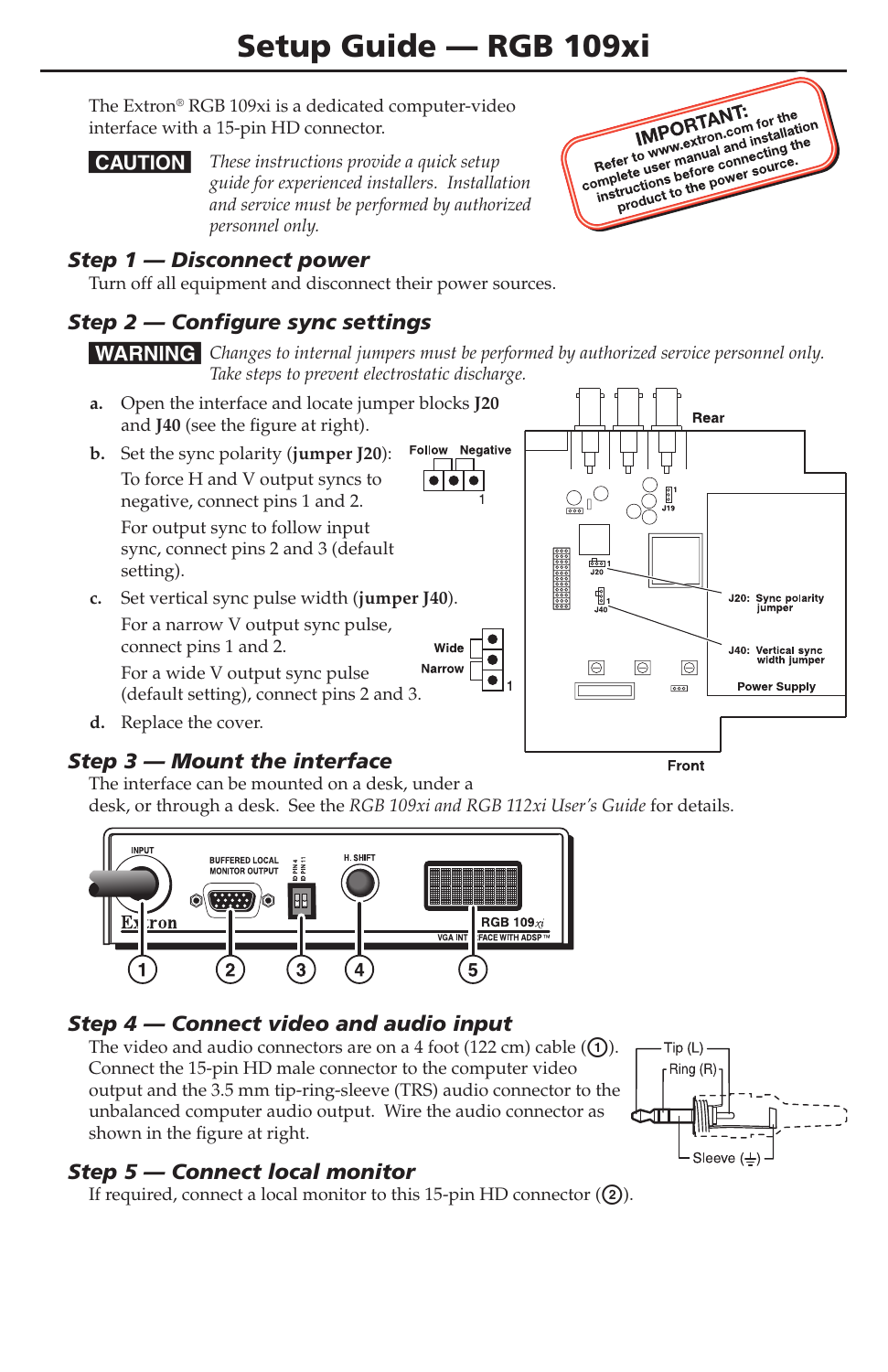# Setup Guide — RGB 109xi

The Extron® RGB 109xi is a dedicated computer-video interface with a 15-pin HD connector.

**CAUTION** *These instructions provide a quick setup guide for experienced installers. Installation and service must be performed by authorized personnel only.*

**IMPORTANT:** Refer to www.extron.com for the complete user manual and installation instructions before connecting the product to the power source.

## Step 1 — Disconnect power

Turn off all equipment and disconnect their power sources.

## Step 2 — Configure sync settings

**WARNING** *Changes to internal jumpers must be performed by authorized service personnel only. Take steps to prevent electrostatic discharge.*

**a.** Open the interface and locate jumper blocks **J20** and **J40** (see the figure at right).

**b.** Set the sync polarity (**jumper J20**):

To force H and V output syncs to negative, connect pins 1 and 2.

For output sync to follow input sync, connect pins 2 and 3 (default setting).

**c.** Set vertical sync pulse width (**jumper J40**).

For a narrow V output sync pulse, connect pins 1 and 2.

For a wide V output sync pulse (default setting), connect pins 2 and 3.

**d.** Replace the cover.

Follow | Negative | 1 | Wide | Narrow | Rear | J19 | J20 | J40 | J20: Sync polarity jumper | J40: Vertical sync width jumper | Power Supply | Front

## Step 3 — Mount the interface

The interface can be mounted on a desk, under a desk, or through a desk. See the *RGB 109xi and RGB 112xi User's Guide* for details.

INPUT | BUFFERED LOCAL MONITOR OUTPUT | D PIN 4 | D PIN 11 | H. SHIFT | Extron | RGB 109xi | VGA INTERFACE WITH ADSP™

① ② ③ ④ ⑤

## Step 4 — Connect video and audio input

The video and audio connectors are on a 4 foot (122 cm) cable (①). Connect the 15-pin HD male connector to the computer video output and the 3.5 mm tip-ring-sleeve (TRS) audio connector to the unbalanced computer audio output. Wire the audio connector as shown in the figure at right.

Tip (L) | Ring (R) | Sleeve (⏚)

## Step 5 — Connect local monitor

If required, connect a local monitor to this 15-pin HD connector (②).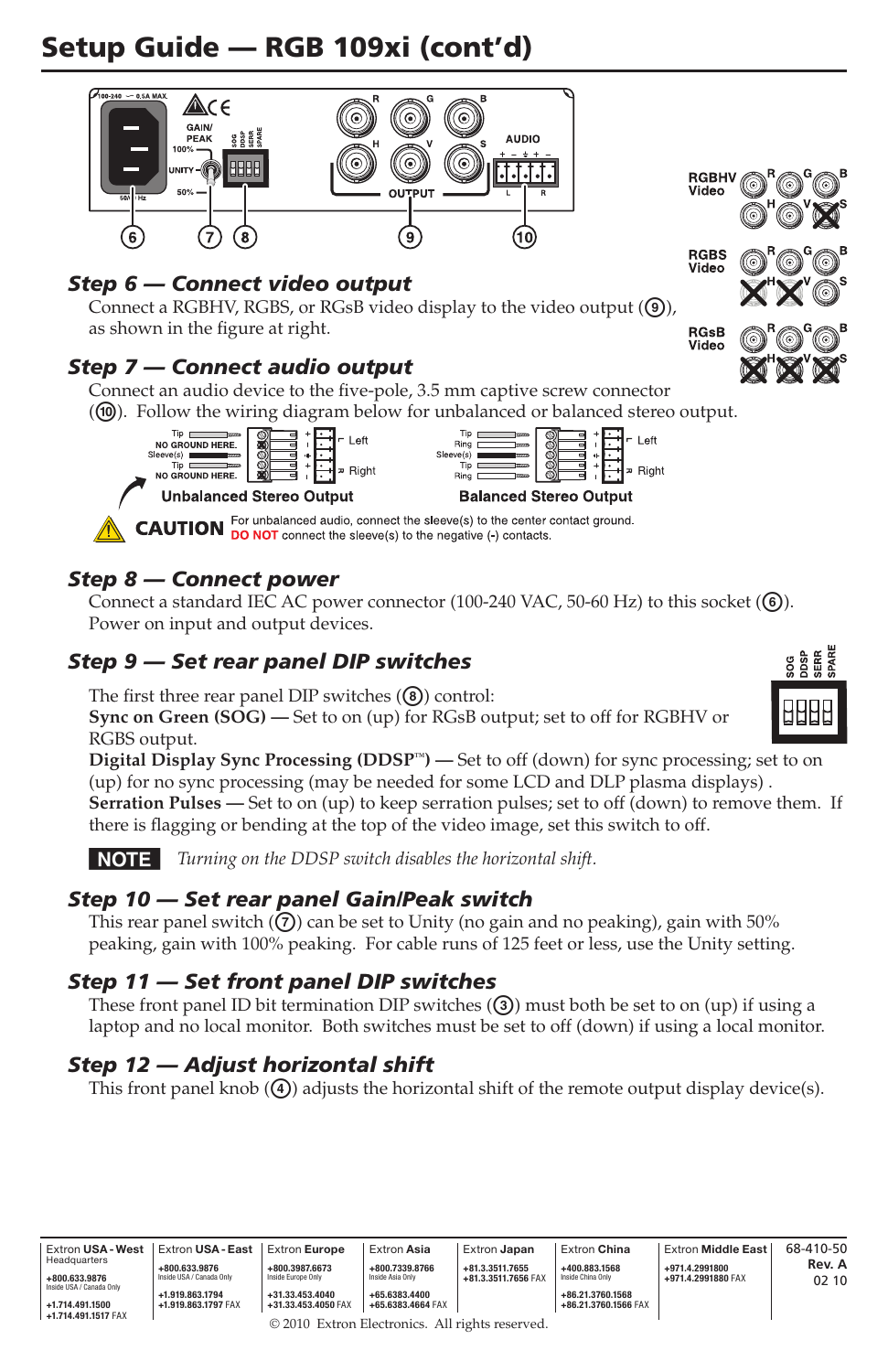# Setup Guide — RGB 109xi (cont'd)

100-240 ~ 0.5A MAX.

GAIN/ PEAK 100% UNITY 50%

SOG DDSP SERR SPARE

R G B H V S OUTPUT

AUDIO L R

6 7 8 9 10

RGBHV Video

RGBS Video

RGsB Video

## Step 6 — Connect video output

Connect a RGBHV, RGBS, or RGsB video display to the video output (9), as shown in the figure at right.

## Step 7 — Connect audio output

Connect an audio device to the five-pole, 3.5 mm captive screw connector (10). Follow the wiring diagram below for unbalanced or balanced stereo output.

Tip NO GROUND HERE. Sleeve(s) Tip NO GROUND HERE. Left Right

**Unbalanced Stereo Output**

Tip Ring Sleeve(s) Tip Ring Left Right

**Balanced Stereo Output**

**CAUTION** For unbalanced audio, connect the sleeve(s) to the center contact ground. **DO NOT** connect the sleeve(s) to the negative (-) contacts.

## Step 8 — Connect power

Connect a standard IEC AC power connector (100-240 VAC, 50-60 Hz) to this socket (6). Power on input and output devices.

## Step 9 — Set rear panel DIP switches

SOG DDSP SERR SPARE

The first three rear panel DIP switches (8) control:

**Sync on Green (SOG) —** Set to on (up) for RGsB output; set to off for RGBHV or RGBS output.

**Digital Display Sync Processing (DDSP™) —** Set to off (down) for sync processing; set to on (up) for no sync processing (may be needed for some LCD and DLP plasma displays) .

**Serration Pulses —** Set to on (up) to keep serration pulses; set to off (down) to remove them. If there is flagging or bending at the top of the video image, set this switch to off.

**NOTE** *Turning on the DDSP switch disables the horizontal shift.*

## Step 10 — Set rear panel Gain/Peak switch

This rear panel switch (7) can be set to Unity (no gain and no peaking), gain with 50% peaking, gain with 100% peaking. For cable runs of 125 feet or less, use the Unity setting.

## Step 11 — Set front panel DIP switches

These front panel ID bit termination DIP switches (3) must both be set to on (up) if using a laptop and no local monitor. Both switches must be set to off (down) if using a local monitor.

## Step 12 — Adjust horizontal shift

This front panel knob (4) adjusts the horizontal shift of the remote output display device(s).

| Extron USA - West Headquarters | Extron USA - East | Extron Europe | Extron Asia | Extron Japan | Extron China | Extron Middle East |
|---|---|---|---|---|---|---|
| +800.633.9876 Inside USA / Canada Only | +800.633.9876 Inside USA / Canada Only | +800.3987.6673 Inside Europe Only | +800.7339.8766 Inside Asia Only | +81.3.3511.7655 | +400.883.1568 Inside China Only | +971.4.2991800 |
| +1.714.491.1500 | +1.919.863.1794 | +31.33.453.4040 | +65.6383.4400 | +81.3.3511.7656 FAX | +86.21.3760.1568 | +971.4.2991880 FAX |
| +1.714.491.1517 FAX | +1.919.863.1797 FAX | +31.33.453.4050 FAX | +65.6383.4664 FAX | | +86.21.3760.1566 FAX | |

68-410-50 **Rev. A** 02 10

© 2010 Extron Electronics. All rights reserved.